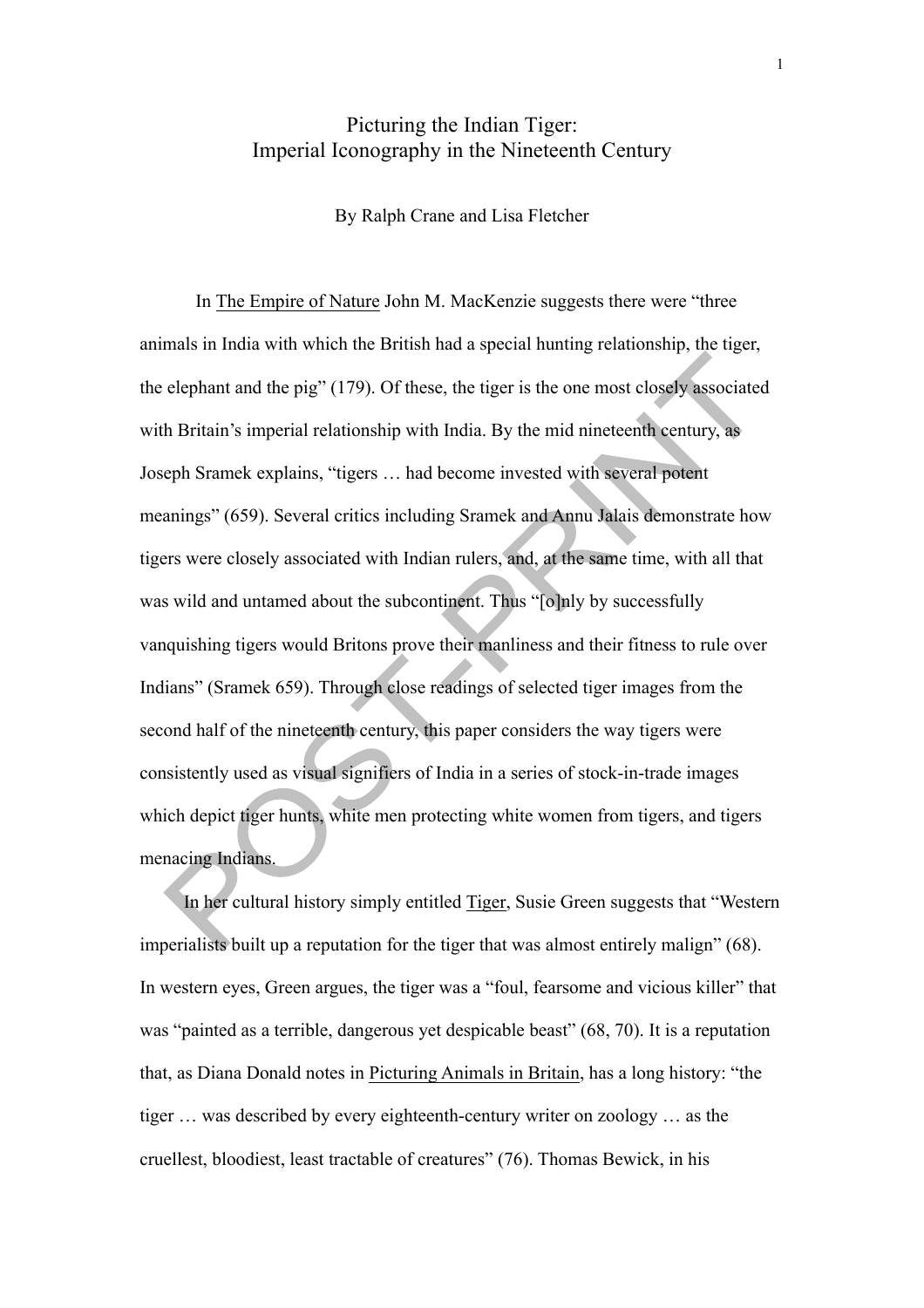# Picturing the Indian Tiger:
# Imperial Iconography in the Nineteenth Century

By Ralph Crane and Lisa Fletcher

In The Empire of Nature John M. MacKenzie suggests there were "three animals in India with which the British had a special hunting relationship, the tiger, the elephant and the pig" (179). Of these, the tiger is the one most closely associated with Britain's imperial relationship with India. By the mid nineteenth century, as Joseph Sramek explains, "tigers … had become invested with several potent meanings" (659). Several critics including Sramek and Annu Jalais demonstrate how tigers were closely associated with Indian rulers, and, at the same time, with all that was wild and untamed about the subcontinent. Thus "[o]nly by successfully vanquishing tigers would Britons prove their manliness and their fitness to rule over Indians" (Sramek 659). Through close readings of selected tiger images from the second half of the nineteenth century, this paper considers the way tigers were consistently used as visual signifiers of India in a series of stock-in-trade images which depict tiger hunts, white men protecting white women from tigers, and tigers menacing Indians.

In her cultural history simply entitled Tiger, Susie Green suggests that "Western imperialists built up a reputation for the tiger that was almost entirely malign" (68). In western eyes, Green argues, the tiger was a "foul, fearsome and vicious killer" that was "painted as a terrible, dangerous yet despicable beast" (68, 70). It is a reputation that, as Diana Donald notes in Picturing Animals in Britain, has a long history: "the tiger … was described by every eighteenth-century writer on zoology … as the cruellest, bloodiest, least tractable of creatures" (76). Thomas Bewick, in his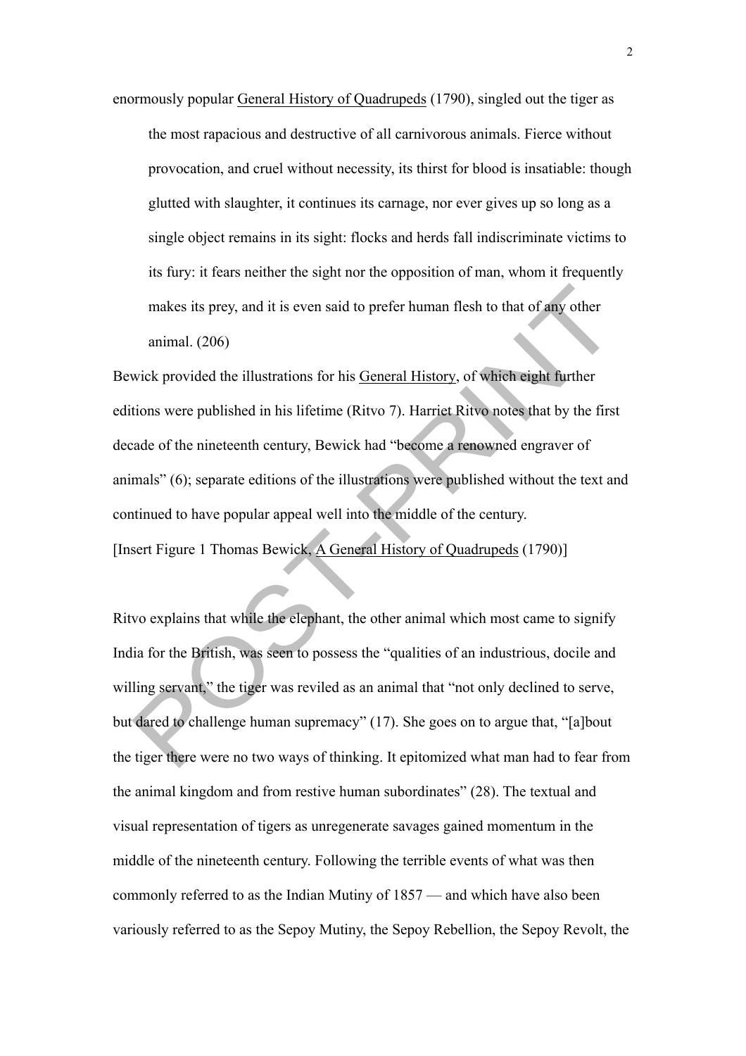enormously popular General History of Quadrupeds (1790), singled out the tiger as

> the most rapacious and destructive of all carnivorous animals. Fierce without provocation, and cruel without necessity, its thirst for blood is insatiable: though glutted with slaughter, it continues its carnage, nor ever gives up so long as a single object remains in its sight: flocks and herds fall indiscriminate victims to its fury: it fears neither the sight nor the opposition of man, whom it frequently makes its prey, and it is even said to prefer human flesh to that of any other animal. (206)

Bewick provided the illustrations for his General History, of which eight further editions were published in his lifetime (Ritvo 7). Harriet Ritvo notes that by the first decade of the nineteenth century, Bewick had "become a renowned engraver of animals" (6); separate editions of the illustrations were published without the text and continued to have popular appeal well into the middle of the century.

[Insert Figure 1 Thomas Bewick, A General History of Quadrupeds (1790)]

Ritvo explains that while the elephant, the other animal which most came to signify India for the British, was seen to possess the "qualities of an industrious, docile and willing servant," the tiger was reviled as an animal that "not only declined to serve, but dared to challenge human supremacy" (17). She goes on to argue that, "[a]bout the tiger there were no two ways of thinking. It epitomized what man had to fear from the animal kingdom and from restive human subordinates" (28). The textual and visual representation of tigers as unregenerate savages gained momentum in the middle of the nineteenth century. Following the terrible events of what was then commonly referred to as the Indian Mutiny of 1857 — and which have also been variously referred to as the Sepoy Mutiny, the Sepoy Rebellion, the Sepoy Revolt, the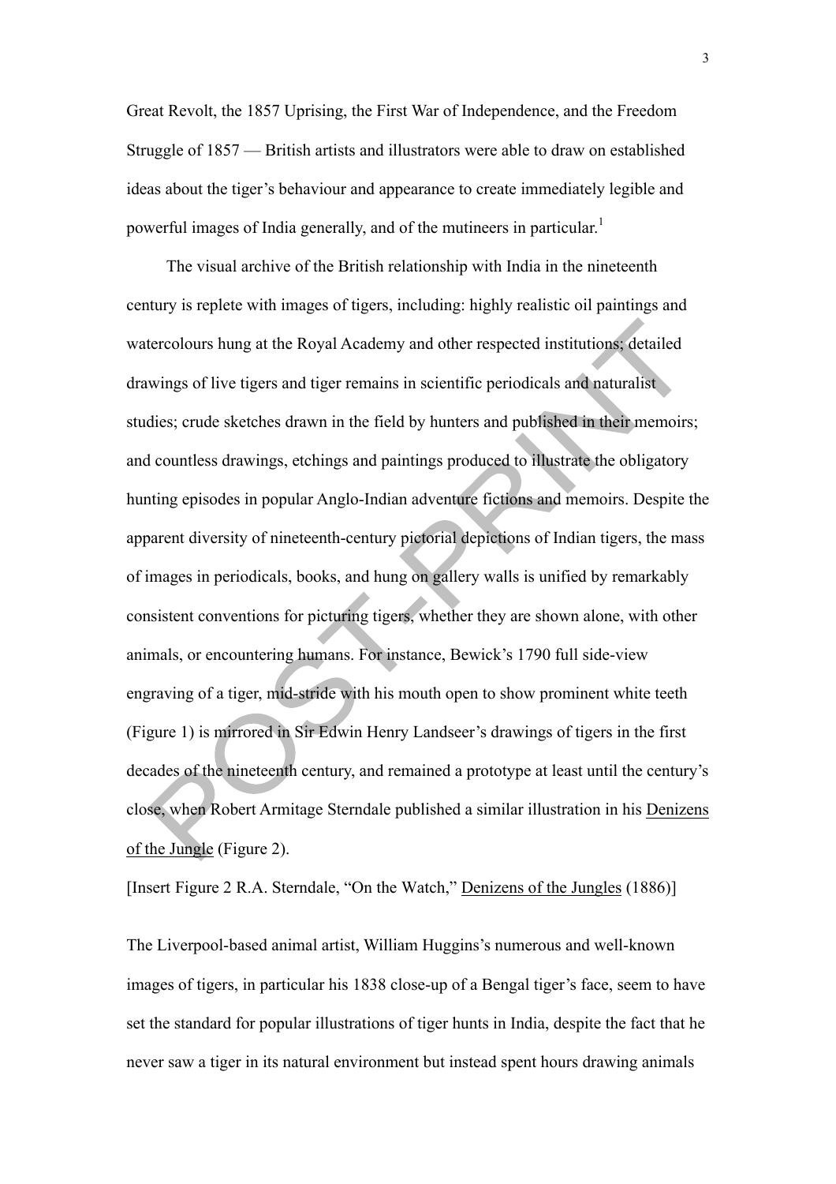Great Revolt, the 1857 Uprising, the First War of Independence, and the Freedom Struggle of 1857 — British artists and illustrators were able to draw on established ideas about the tiger's behaviour and appearance to create immediately legible and powerful images of India generally, and of the mutineers in particular.[1]

The visual archive of the British relationship with India in the nineteenth century is replete with images of tigers, including: highly realistic oil paintings and watercolours hung at the Royal Academy and other respected institutions; detailed drawings of live tigers and tiger remains in scientific periodicals and naturalist studies; crude sketches drawn in the field by hunters and published in their memoirs; and countless drawings, etchings and paintings produced to illustrate the obligatory hunting episodes in popular Anglo-Indian adventure fictions and memoirs. Despite the apparent diversity of nineteenth-century pictorial depictions of Indian tigers, the mass of images in periodicals, books, and hung on gallery walls is unified by remarkably consistent conventions for picturing tigers, whether they are shown alone, with other animals, or encountering humans. For instance, Bewick's 1790 full side-view engraving of a tiger, mid-stride with his mouth open to show prominent white teeth (Figure 1) is mirrored in Sir Edwin Henry Landseer's drawings of tigers in the first decades of the nineteenth century, and remained a prototype at least until the century's close, when Robert Armitage Sterndale published a similar illustration in his <u>Denizens of the Jungle</u> (Figure 2).

[Insert Figure 2 R.A. Sterndale, "On the Watch," <u>Denizens of the Jungles</u> (1886)]

The Liverpool-based animal artist, William Huggins's numerous and well-known images of tigers, in particular his 1838 close-up of a Bengal tiger's face, seem to have set the standard for popular illustrations of tiger hunts in India, despite the fact that he never saw a tiger in its natural environment but instead spent hours drawing animals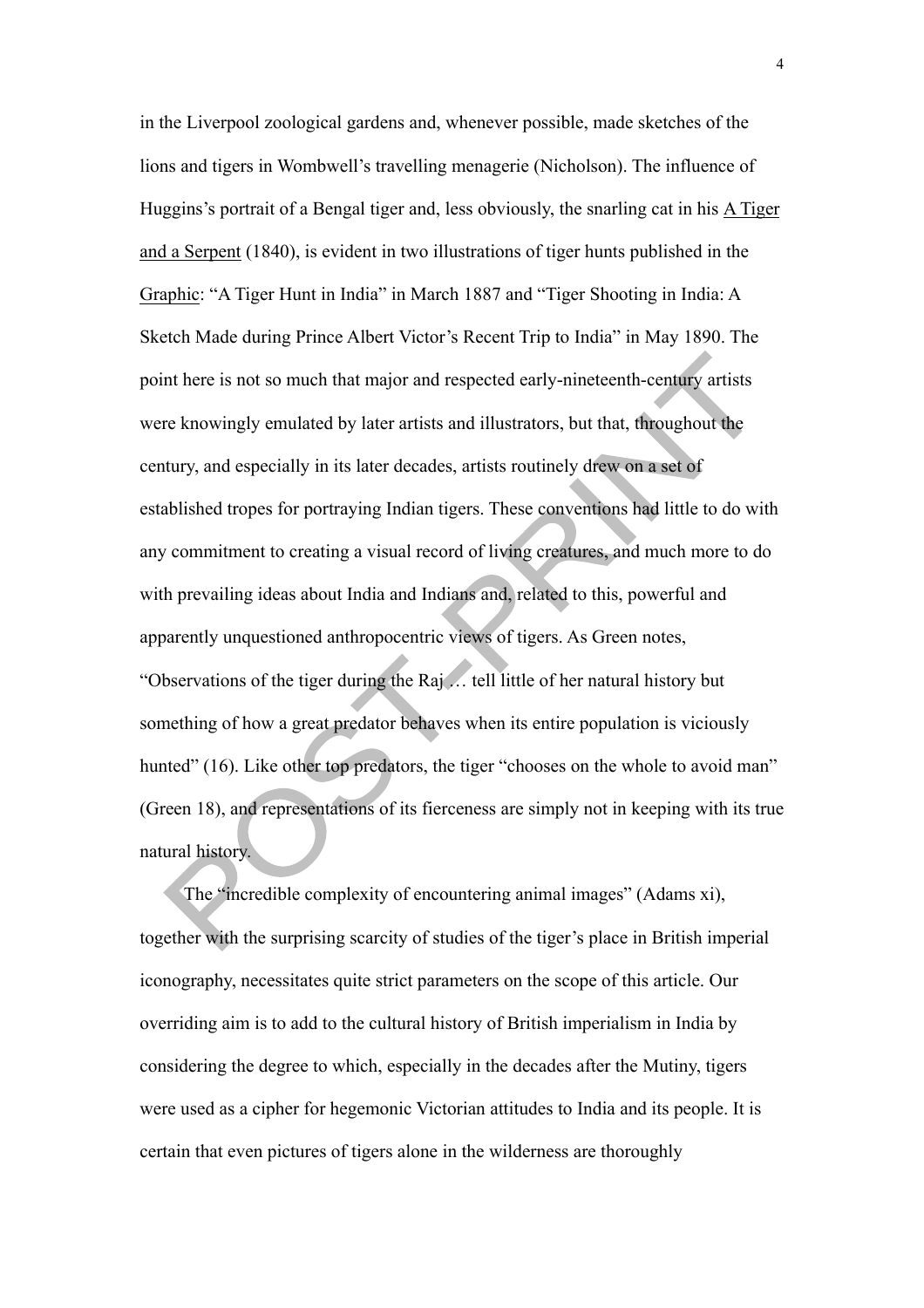in the Liverpool zoological gardens and, whenever possible, made sketches of the lions and tigers in Wombwell's travelling menagerie (Nicholson). The influence of Huggins's portrait of a Bengal tiger and, less obviously, the snarling cat in his A Tiger and a Serpent (1840), is evident in two illustrations of tiger hunts published in the Graphic: "A Tiger Hunt in India" in March 1887 and "Tiger Shooting in India: A Sketch Made during Prince Albert Victor's Recent Trip to India" in May 1890. The point here is not so much that major and respected early-nineteenth-century artists were knowingly emulated by later artists and illustrators, but that, throughout the century, and especially in its later decades, artists routinely drew on a set of established tropes for portraying Indian tigers. These conventions had little to do with any commitment to creating a visual record of living creatures, and much more to do with prevailing ideas about India and Indians and, related to this, powerful and apparently unquestioned anthropocentric views of tigers. As Green notes, "Observations of the tiger during the Raj … tell little of her natural history but something of how a great predator behaves when its entire population is viciously hunted" (16). Like other top predators, the tiger "chooses on the whole to avoid man" (Green 18), and representations of its fierceness are simply not in keeping with its true natural history.

The "incredible complexity of encountering animal images" (Adams xi), together with the surprising scarcity of studies of the tiger's place in British imperial iconography, necessitates quite strict parameters on the scope of this article. Our overriding aim is to add to the cultural history of British imperialism in India by considering the degree to which, especially in the decades after the Mutiny, tigers were used as a cipher for hegemonic Victorian attitudes to India and its people. It is certain that even pictures of tigers alone in the wilderness are thoroughly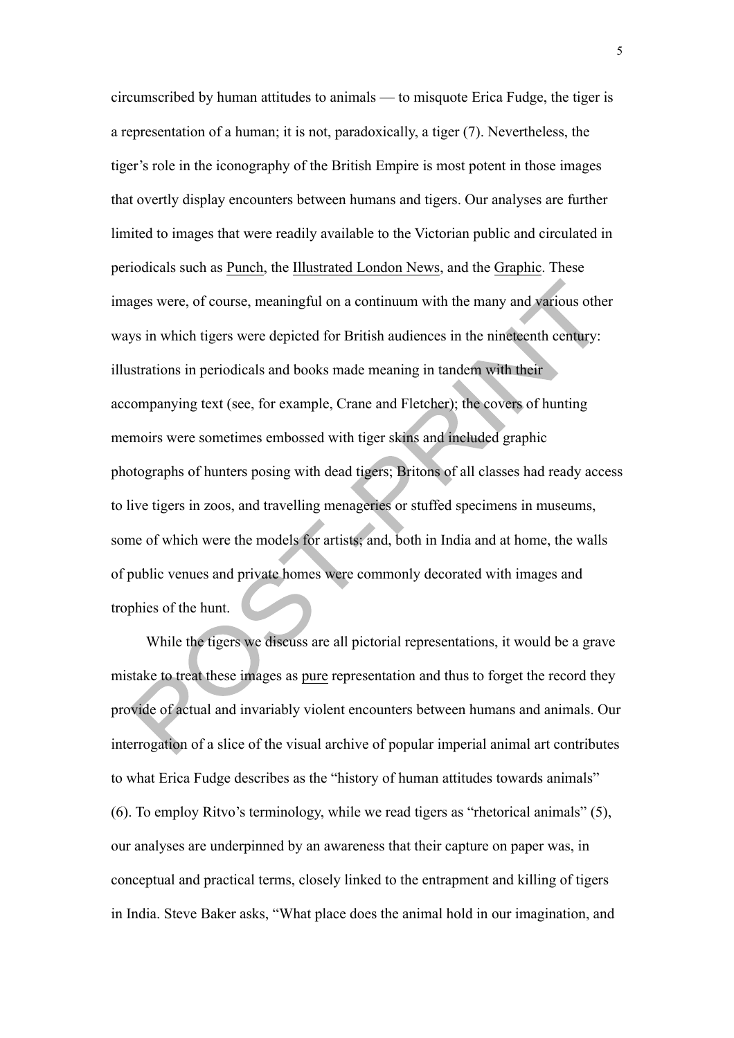circumscribed by human attitudes to animals — to misquote Erica Fudge, the tiger is a representation of a human; it is not, paradoxically, a tiger (7). Nevertheless, the tiger's role in the iconography of the British Empire is most potent in those images that overtly display encounters between humans and tigers. Our analyses are further limited to images that were readily available to the Victorian public and circulated in periodicals such as Punch, the Illustrated London News, and the Graphic. These images were, of course, meaningful on a continuum with the many and various other ways in which tigers were depicted for British audiences in the nineteenth century: illustrations in periodicals and books made meaning in tandem with their accompanying text (see, for example, Crane and Fletcher); the covers of hunting memoirs were sometimes embossed with tiger skins and included graphic photographs of hunters posing with dead tigers; Britons of all classes had ready access to live tigers in zoos, and travelling menageries or stuffed specimens in museums, some of which were the models for artists; and, both in India and at home, the walls of public venues and private homes were commonly decorated with images and trophies of the hunt.

While the tigers we discuss are all pictorial representations, it would be a grave mistake to treat these images as pure representation and thus to forget the record they provide of actual and invariably violent encounters between humans and animals. Our interrogation of a slice of the visual archive of popular imperial animal art contributes to what Erica Fudge describes as the "history of human attitudes towards animals" (6). To employ Ritvo's terminology, while we read tigers as "rhetorical animals" (5), our analyses are underpinned by an awareness that their capture on paper was, in conceptual and practical terms, closely linked to the entrapment and killing of tigers in India. Steve Baker asks, "What place does the animal hold in our imagination, and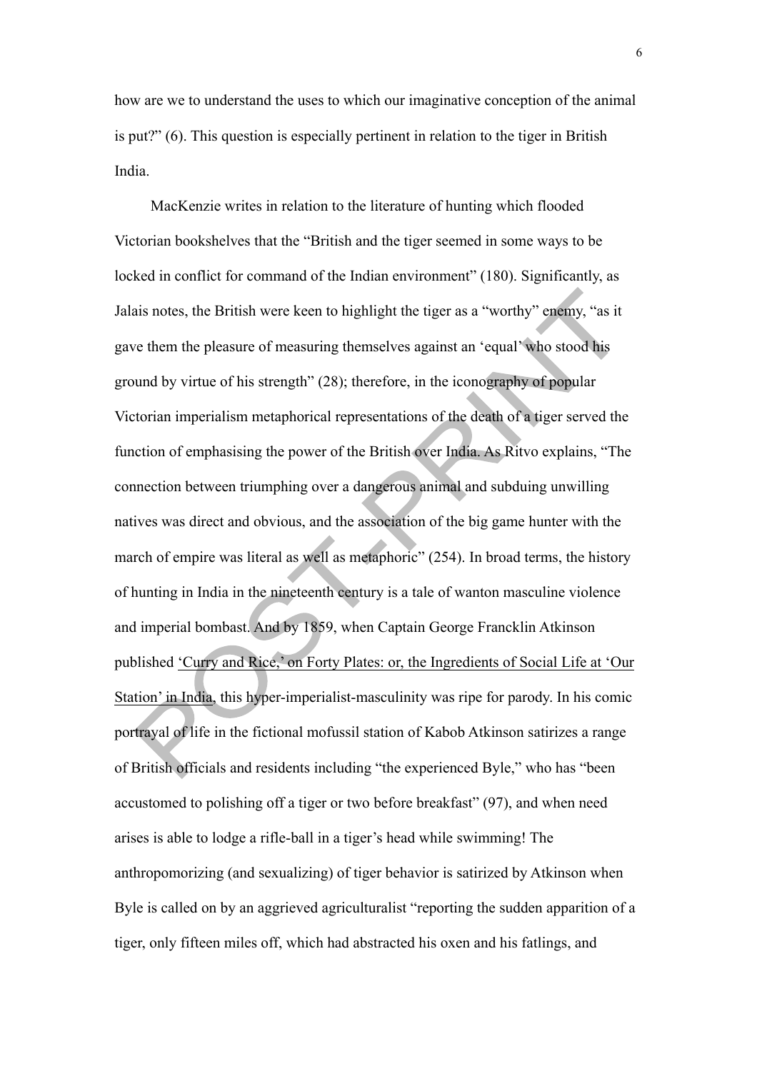how are we to understand the uses to which our imaginative conception of the animal is put?" (6). This question is especially pertinent in relation to the tiger in British India.

MacKenzie writes in relation to the literature of hunting which flooded Victorian bookshelves that the "British and the tiger seemed in some ways to be locked in conflict for command of the Indian environment" (180). Significantly, as Jalais notes, the British were keen to highlight the tiger as a "worthy" enemy, "as it gave them the pleasure of measuring themselves against an 'equal' who stood his ground by virtue of his strength" (28); therefore, in the iconography of popular Victorian imperialism metaphorical representations of the death of a tiger served the function of emphasising the power of the British over India. As Ritvo explains, "The connection between triumphing over a dangerous animal and subduing unwilling natives was direct and obvious, and the association of the big game hunter with the march of empire was literal as well as metaphoric" (254). In broad terms, the history of hunting in India in the nineteenth century is a tale of wanton masculine violence and imperial bombast. And by 1859, when Captain George Francklin Atkinson published 'Curry and Rice,' on Forty Plates: or, the Ingredients of Social Life at 'Our Station' in India, this hyper-imperialist-masculinity was ripe for parody. In his comic portrayal of life in the fictional mofussil station of Kabob Atkinson satirizes a range of British officials and residents including "the experienced Byle," who has "been accustomed to polishing off a tiger or two before breakfast" (97), and when need arises is able to lodge a rifle-ball in a tiger's head while swimming! The anthropomorizing (and sexualizing) of tiger behavior is satirized by Atkinson when Byle is called on by an aggrieved agriculturalist "reporting the sudden apparition of a tiger, only fifteen miles off, which had abstracted his oxen and his fatlings, and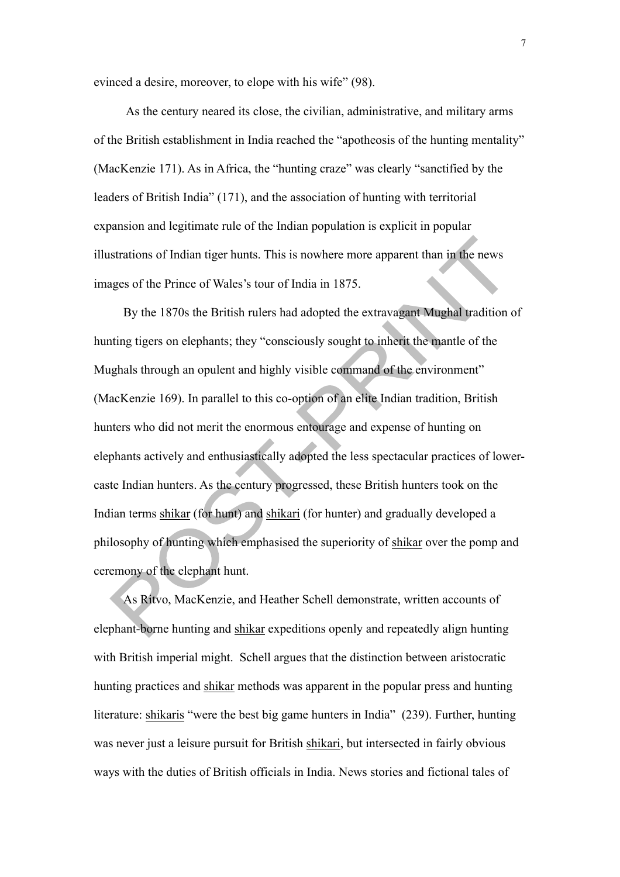evinced a desire, moreover, to elope with his wife" (98).

As the century neared its close, the civilian, administrative, and military arms of the British establishment in India reached the "apotheosis of the hunting mentality" (MacKenzie 171). As in Africa, the "hunting craze" was clearly "sanctified by the leaders of British India" (171), and the association of hunting with territorial expansion and legitimate rule of the Indian population is explicit in popular illustrations of Indian tiger hunts. This is nowhere more apparent than in the news images of the Prince of Wales's tour of India in 1875.

By the 1870s the British rulers had adopted the extravagant Mughal tradition of hunting tigers on elephants; they "consciously sought to inherit the mantle of the Mughals through an opulent and highly visible command of the environment" (MacKenzie 169). In parallel to this co-option of an elite Indian tradition, British hunters who did not merit the enormous entourage and expense of hunting on elephants actively and enthusiastically adopted the less spectacular practices of lower-caste Indian hunters. As the century progressed, these British hunters took on the Indian terms <u>shikar</u> (for hunt) and <u>shikari</u> (for hunter) and gradually developed a philosophy of hunting which emphasised the superiority of <u>shikar</u> over the pomp and ceremony of the elephant hunt.

As Ritvo, MacKenzie, and Heather Schell demonstrate, written accounts of elephant-borne hunting and <u>shikar</u> expeditions openly and repeatedly align hunting with British imperial might. Schell argues that the distinction between aristocratic hunting practices and <u>shikar</u> methods was apparent in the popular press and hunting literature: <u>shikaris</u> "were the best big game hunters in India" (239). Further, hunting was never just a leisure pursuit for British <u>shikari</u>, but intersected in fairly obvious ways with the duties of British officials in India. News stories and fictional tales of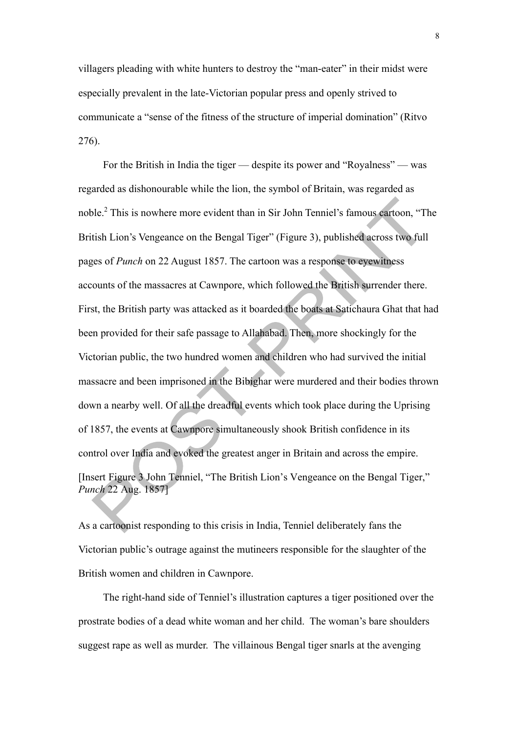villagers pleading with white hunters to destroy the "man-eater" in their midst were especially prevalent in the late-Victorian popular press and openly strived to communicate a "sense of the fitness of the structure of imperial domination" (Ritvo 276).

For the British in India the tiger — despite its power and "Royalness" — was regarded as dishonourable while the lion, the symbol of Britain, was regarded as noble.[2] This is nowhere more evident than in Sir John Tenniel's famous cartoon, "The British Lion's Vengeance on the Bengal Tiger" (Figure 3), published across two full pages of *Punch* on 22 August 1857. The cartoon was a response to eyewitness accounts of the massacres at Cawnpore, which followed the British surrender there. First, the British party was attacked as it boarded the boats at Satichaura Ghat that had been provided for their safe passage to Allahabad. Then, more shockingly for the Victorian public, the two hundred women and children who had survived the initial massacre and been imprisoned in the Bibighar were murdered and their bodies thrown down a nearby well. Of all the dreadful events which took place during the Uprising of 1857, the events at Cawnpore simultaneously shook British confidence in its control over India and evoked the greatest anger in Britain and across the empire.

[Insert Figure 3 John Tenniel, "The British Lion's Vengeance on the Bengal Tiger," *Punch* 22 Aug. 1857]

As a cartoonist responding to this crisis in India, Tenniel deliberately fans the Victorian public's outrage against the mutineers responsible for the slaughter of the British women and children in Cawnpore.

The right-hand side of Tenniel's illustration captures a tiger positioned over the prostrate bodies of a dead white woman and her child. The woman's bare shoulders suggest rape as well as murder. The villainous Bengal tiger snarls at the avenging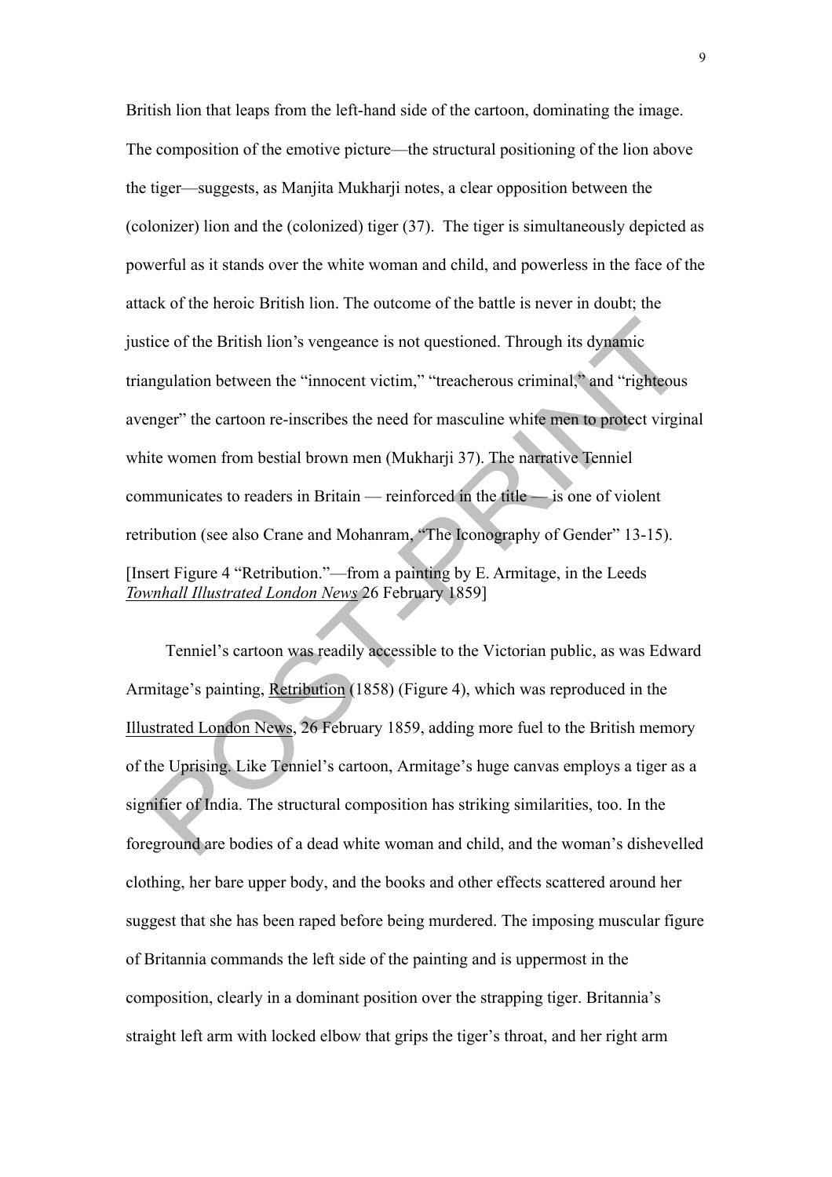British lion that leaps from the left-hand side of the cartoon, dominating the image. The composition of the emotive picture—the structural positioning of the lion above the tiger—suggests, as Manjita Mukharji notes, a clear opposition between the (colonizer) lion and the (colonized) tiger (37). The tiger is simultaneously depicted as powerful as it stands over the white woman and child, and powerless in the face of the attack of the heroic British lion. The outcome of the battle is never in doubt; the justice of the British lion's vengeance is not questioned. Through its dynamic triangulation between the "innocent victim," "treacherous criminal," and "righteous avenger" the cartoon re-inscribes the need for masculine white men to protect virginal white women from bestial brown men (Mukharji 37). The narrative Tenniel communicates to readers in Britain — reinforced in the title — is one of violent retribution (see also Crane and Mohanram, "The Iconography of Gender" 13-15).

[Insert Figure 4 "Retribution."—from a painting by E. Armitage, in the Leeds *Townhall Illustrated London News* 26 February 1859]

Tenniel's cartoon was readily accessible to the Victorian public, as was Edward Armitage's painting, Retribution (1858) (Figure 4), which was reproduced in the Illustrated London News, 26 February 1859, adding more fuel to the British memory of the Uprising. Like Tenniel's cartoon, Armitage's huge canvas employs a tiger as a signifier of India. The structural composition has striking similarities, too. In the foreground are bodies of a dead white woman and child, and the woman's dishevelled clothing, her bare upper body, and the books and other effects scattered around her suggest that she has been raped before being murdered. The imposing muscular figure of Britannia commands the left side of the painting and is uppermost in the composition, clearly in a dominant position over the strapping tiger. Britannia's straight left arm with locked elbow that grips the tiger's throat, and her right arm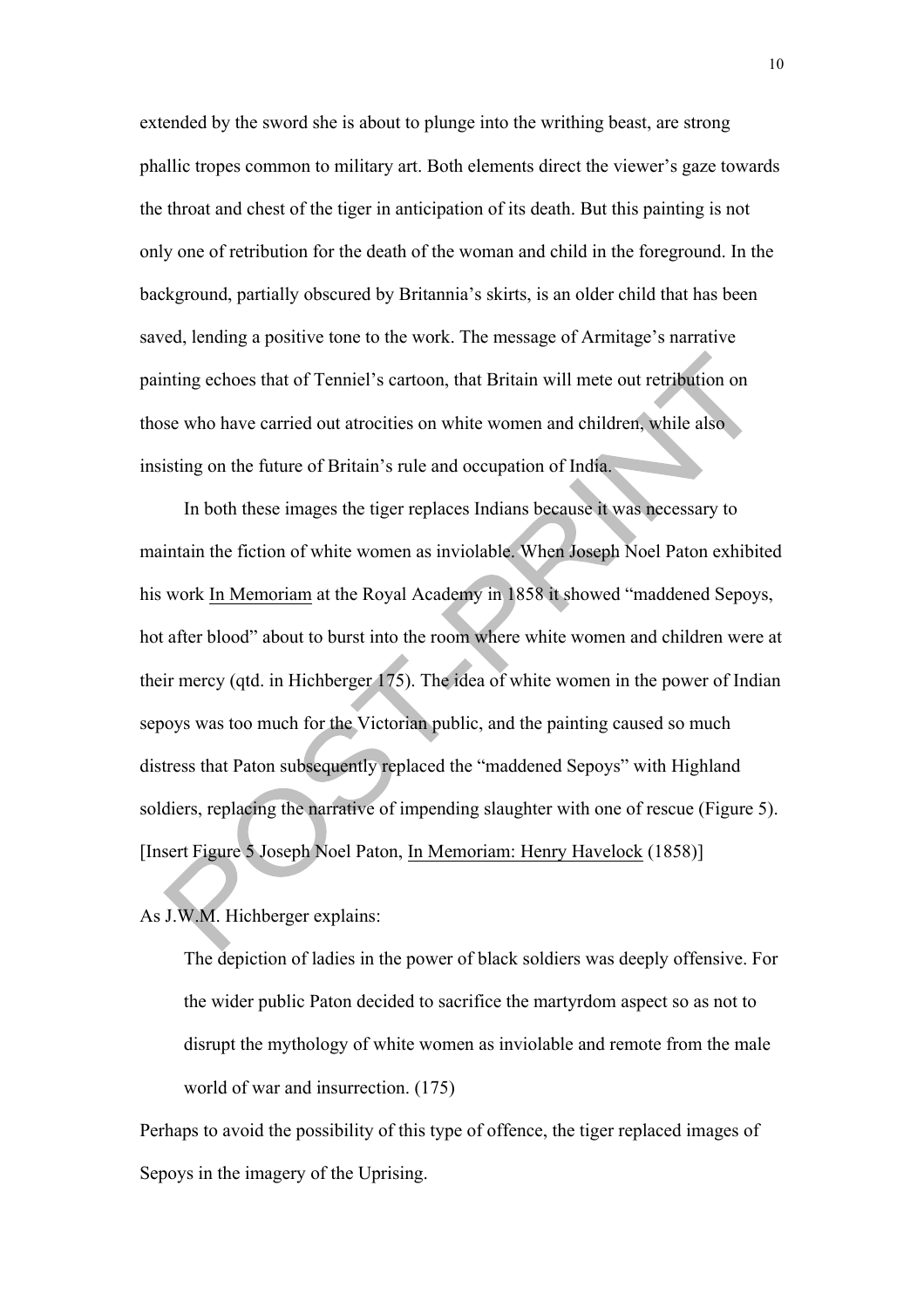extended by the sword she is about to plunge into the writhing beast, are strong phallic tropes common to military art. Both elements direct the viewer's gaze towards the throat and chest of the tiger in anticipation of its death. But this painting is not only one of retribution for the death of the woman and child in the foreground. In the background, partially obscured by Britannia's skirts, is an older child that has been saved, lending a positive tone to the work. The message of Armitage's narrative painting echoes that of Tenniel's cartoon, that Britain will mete out retribution on those who have carried out atrocities on white women and children, while also insisting on the future of Britain's rule and occupation of India.

In both these images the tiger replaces Indians because it was necessary to maintain the fiction of white women as inviolable. When Joseph Noel Paton exhibited his work <u>In Memoriam</u> at the Royal Academy in 1858 it showed "maddened Sepoys, hot after blood" about to burst into the room where white women and children were at their mercy (qtd. in Hichberger 175). The idea of white women in the power of Indian sepoys was too much for the Victorian public, and the painting caused so much distress that Paton subsequently replaced the "maddened Sepoys" with Highland soldiers, replacing the narrative of impending slaughter with one of rescue (Figure 5). [Insert Figure 5 Joseph Noel Paton, <u>In Memoriam: Henry Havelock</u> (1858)]

As J.W.M. Hichberger explains:

> The depiction of ladies in the power of black soldiers was deeply offensive. For the wider public Paton decided to sacrifice the martyrdom aspect so as not to disrupt the mythology of white women as inviolable and remote from the male world of war and insurrection. (175)

Perhaps to avoid the possibility of this type of offence, the tiger replaced images of Sepoys in the imagery of the Uprising.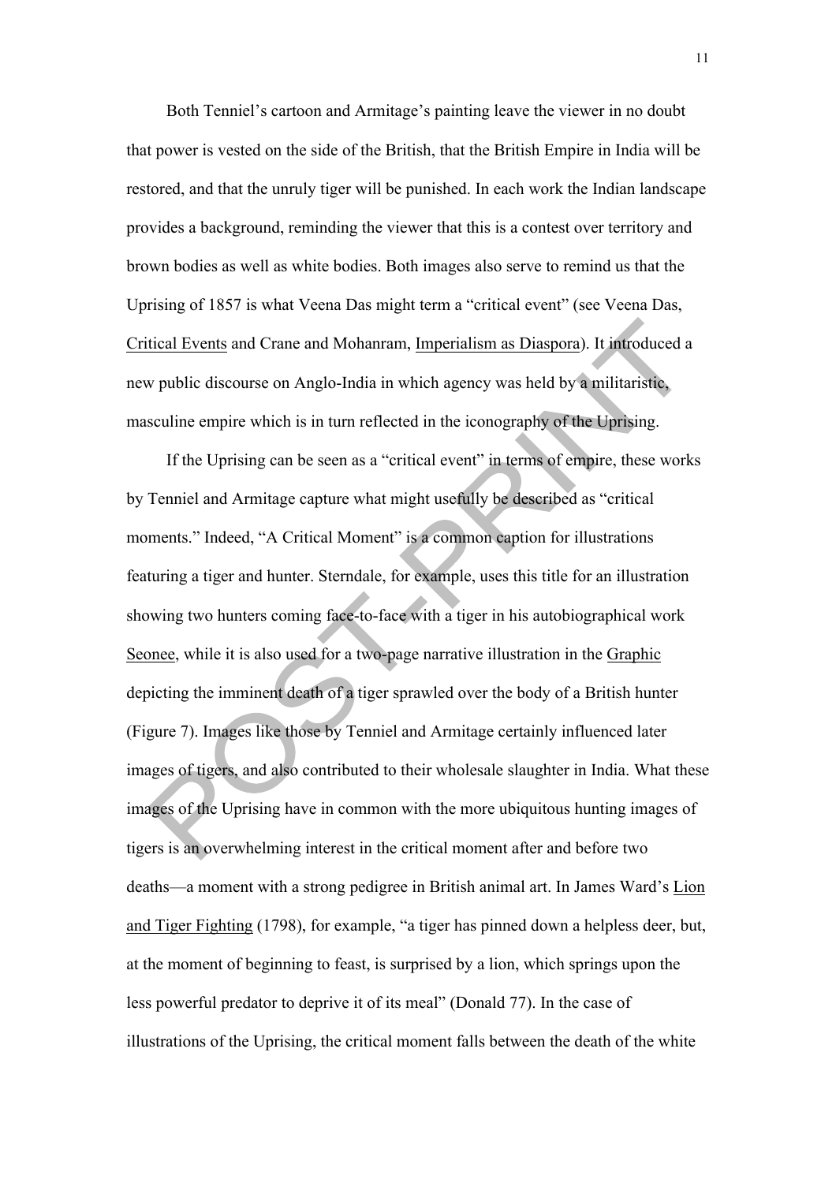Both Tenniel's cartoon and Armitage's painting leave the viewer in no doubt that power is vested on the side of the British, that the British Empire in India will be restored, and that the unruly tiger will be punished. In each work the Indian landscape provides a background, reminding the viewer that this is a contest over territory and brown bodies as well as white bodies. Both images also serve to remind us that the Uprising of 1857 is what Veena Das might term a "critical event" (see Veena Das, Critical Events and Crane and Mohanram, Imperialism as Diaspora). It introduced a new public discourse on Anglo-India in which agency was held by a militaristic, masculine empire which is in turn reflected in the iconography of the Uprising.

If the Uprising can be seen as a "critical event" in terms of empire, these works by Tenniel and Armitage capture what might usefully be described as "critical moments." Indeed, "A Critical Moment" is a common caption for illustrations featuring a tiger and hunter. Sterndale, for example, uses this title for an illustration showing two hunters coming face-to-face with a tiger in his autobiographical work Seonee, while it is also used for a two-page narrative illustration in the Graphic depicting the imminent death of a tiger sprawled over the body of a British hunter (Figure 7). Images like those by Tenniel and Armitage certainly influenced later images of tigers, and also contributed to their wholesale slaughter in India. What these images of the Uprising have in common with the more ubiquitous hunting images of tigers is an overwhelming interest in the critical moment after and before two deaths—a moment with a strong pedigree in British animal art. In James Ward's Lion and Tiger Fighting (1798), for example, "a tiger has pinned down a helpless deer, but, at the moment of beginning to feast, is surprised by a lion, which springs upon the less powerful predator to deprive it of its meal" (Donald 77). In the case of illustrations of the Uprising, the critical moment falls between the death of the white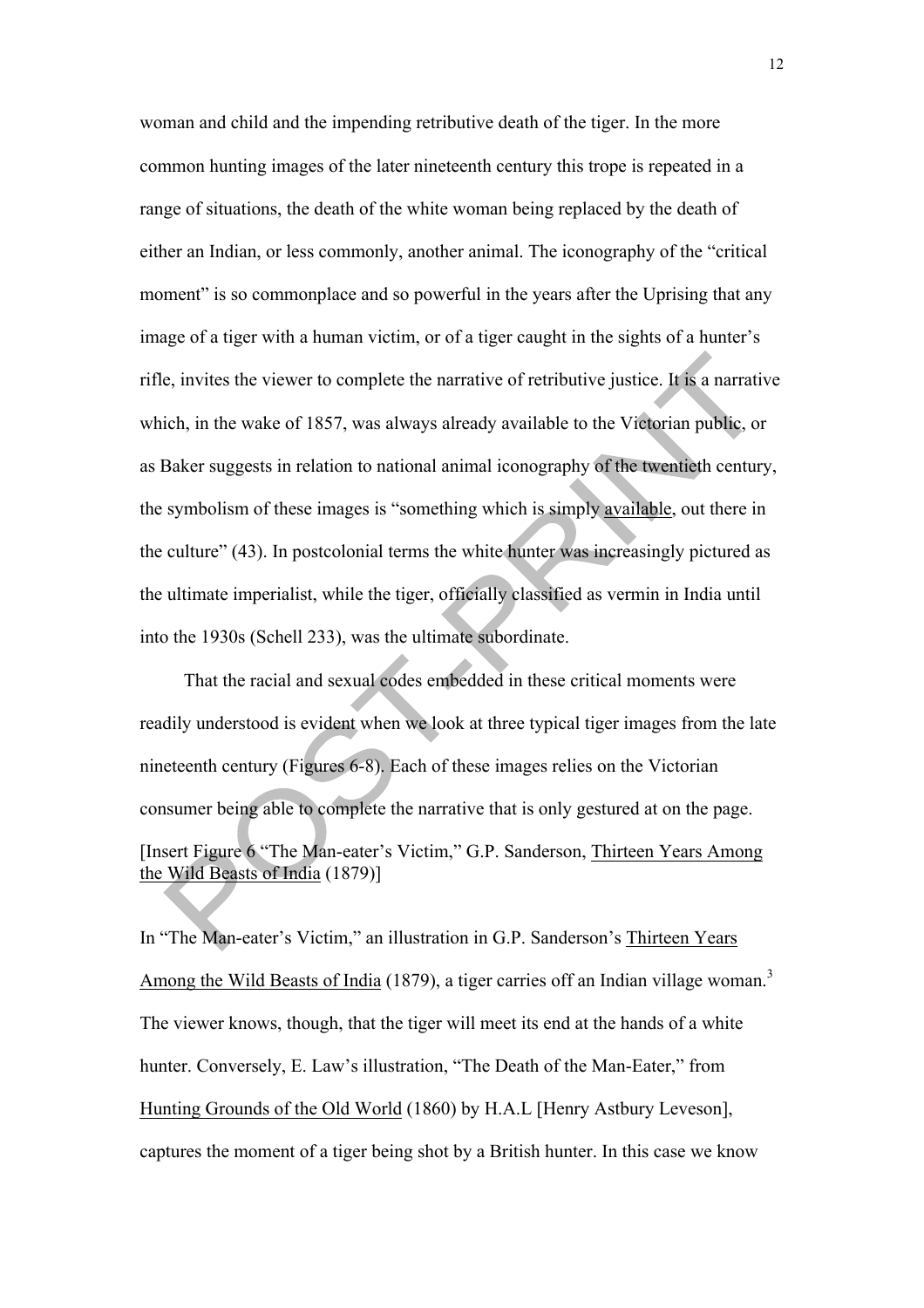woman and child and the impending retributive death of the tiger. In the more common hunting images of the later nineteenth century this trope is repeated in a range of situations, the death of the white woman being replaced by the death of either an Indian, or less commonly, another animal. The iconography of the "critical moment" is so commonplace and so powerful in the years after the Uprising that any image of a tiger with a human victim, or of a tiger caught in the sights of a hunter's rifle, invites the viewer to complete the narrative of retributive justice. It is a narrative which, in the wake of 1857, was always already available to the Victorian public, or as Baker suggests in relation to national animal iconography of the twentieth century, the symbolism of these images is "something which is simply available, out there in the culture" (43). In postcolonial terms the white hunter was increasingly pictured as the ultimate imperialist, while the tiger, officially classified as vermin in India until into the 1930s (Schell 233), was the ultimate subordinate.

That the racial and sexual codes embedded in these critical moments were readily understood is evident when we look at three typical tiger images from the late nineteenth century (Figures 6-8). Each of these images relies on the Victorian consumer being able to complete the narrative that is only gestured at on the page.

[Insert Figure 6 "The Man-eater's Victim," G.P. Sanderson, Thirteen Years Among the Wild Beasts of India (1879)]

In "The Man-eater's Victim," an illustration in G.P. Sanderson's Thirteen Years Among the Wild Beasts of India (1879), a tiger carries off an Indian village woman.[3] The viewer knows, though, that the tiger will meet its end at the hands of a white hunter. Conversely, E. Law's illustration, "The Death of the Man-Eater," from Hunting Grounds of the Old World (1860) by H.A.L [Henry Astbury Leveson], captures the moment of a tiger being shot by a British hunter. In this case we know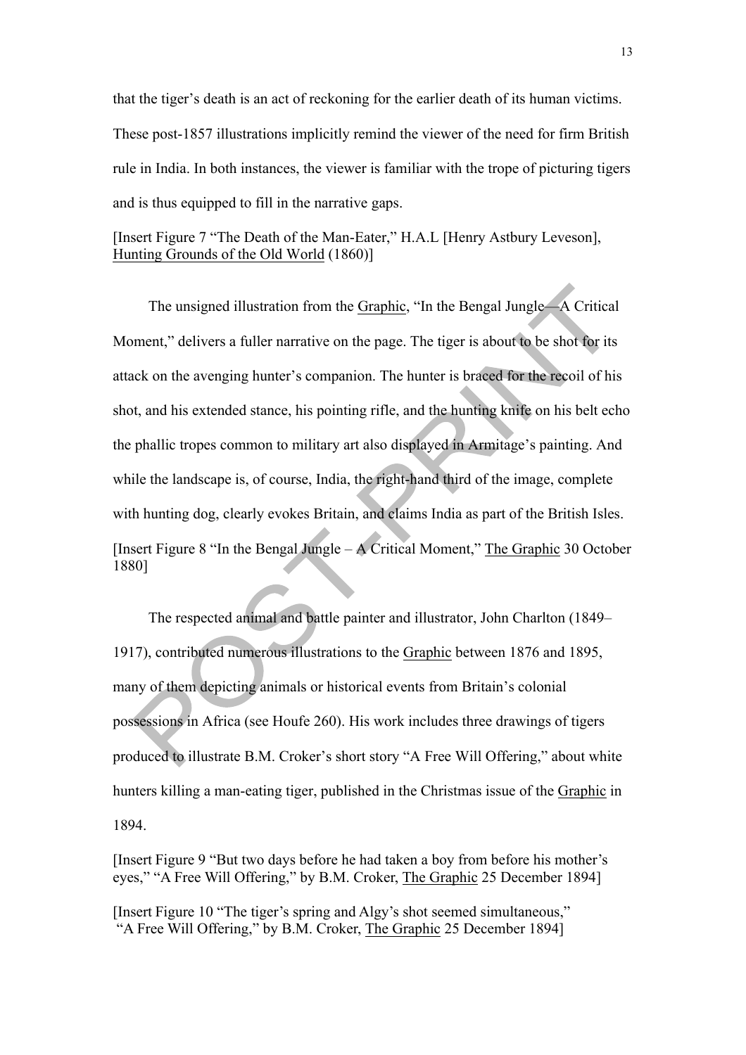that the tiger's death is an act of reckoning for the earlier death of its human victims. These post-1857 illustrations implicitly remind the viewer of the need for firm British rule in India. In both instances, the viewer is familiar with the trope of picturing tigers and is thus equipped to fill in the narrative gaps.

[Insert Figure 7 "The Death of the Man-Eater," H.A.L [Henry Astbury Leveson], Hunting Grounds of the Old World (1860)]

The unsigned illustration from the Graphic, "In the Bengal Jungle—A Critical Moment," delivers a fuller narrative on the page. The tiger is about to be shot for its attack on the avenging hunter's companion. The hunter is braced for the recoil of his shot, and his extended stance, his pointing rifle, and the hunting knife on his belt echo the phallic tropes common to military art also displayed in Armitage's painting. And while the landscape is, of course, India, the right-hand third of the image, complete with hunting dog, clearly evokes Britain, and claims India as part of the British Isles. [Insert Figure 8 "In the Bengal Jungle – A Critical Moment," The Graphic 30 October 1880]

The respected animal and battle painter and illustrator, John Charlton (1849–1917), contributed numerous illustrations to the Graphic between 1876 and 1895, many of them depicting animals or historical events from Britain's colonial possessions in Africa (see Houfe 260). His work includes three drawings of tigers produced to illustrate B.M. Croker's short story "A Free Will Offering," about white hunters killing a man-eating tiger, published in the Christmas issue of the Graphic in 1894.

[Insert Figure 9 "But two days before he had taken a boy from before his mother's eyes," "A Free Will Offering," by B.M. Croker, The Graphic 25 December 1894]

[Insert Figure 10 "The tiger's spring and Algy's shot seemed simultaneous," "A Free Will Offering," by B.M. Croker, The Graphic 25 December 1894]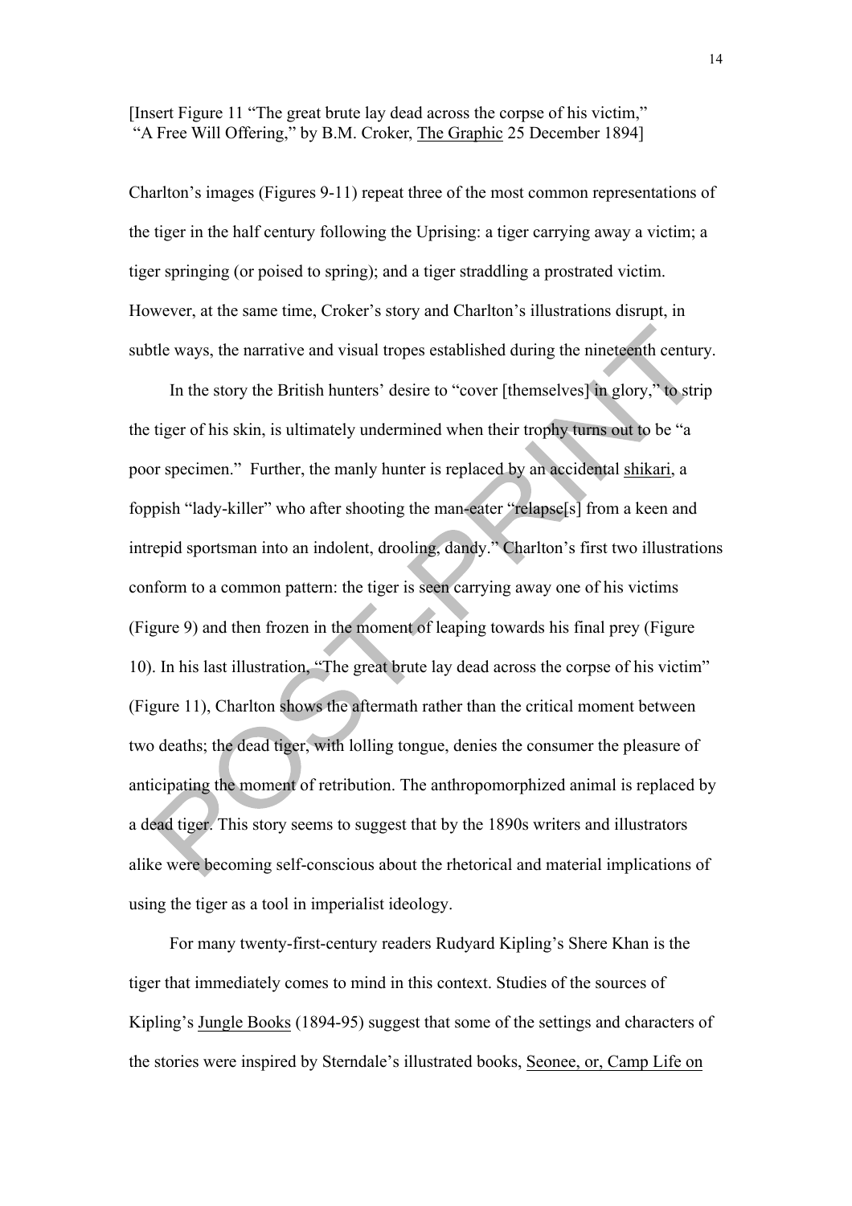[Insert Figure 11 "The great brute lay dead across the corpse of his victim," "A Free Will Offering," by B.M. Croker, The Graphic 25 December 1894]

Charlton's images (Figures 9-11) repeat three of the most common representations of the tiger in the half century following the Uprising: a tiger carrying away a victim; a tiger springing (or poised to spring); and a tiger straddling a prostrated victim. However, at the same time, Croker's story and Charlton's illustrations disrupt, in subtle ways, the narrative and visual tropes established during the nineteenth century.

In the story the British hunters' desire to "cover [themselves] in glory," to strip the tiger of his skin, is ultimately undermined when their trophy turns out to be "a poor specimen." Further, the manly hunter is replaced by an accidental shikari, a foppish "lady-killer" who after shooting the man-eater "relapse[s] from a keen and intrepid sportsman into an indolent, drooling, dandy." Charlton's first two illustrations conform to a common pattern: the tiger is seen carrying away one of his victims (Figure 9) and then frozen in the moment of leaping towards his final prey (Figure 10). In his last illustration, "The great brute lay dead across the corpse of his victim" (Figure 11), Charlton shows the aftermath rather than the critical moment between two deaths; the dead tiger, with lolling tongue, denies the consumer the pleasure of anticipating the moment of retribution. The anthropomorphized animal is replaced by a dead tiger. This story seems to suggest that by the 1890s writers and illustrators alike were becoming self-conscious about the rhetorical and material implications of using the tiger as a tool in imperialist ideology.

For many twenty-first-century readers Rudyard Kipling's Shere Khan is the tiger that immediately comes to mind in this context. Studies of the sources of Kipling's Jungle Books (1894-95) suggest that some of the settings and characters of the stories were inspired by Sterndale's illustrated books, Seonee, or, Camp Life on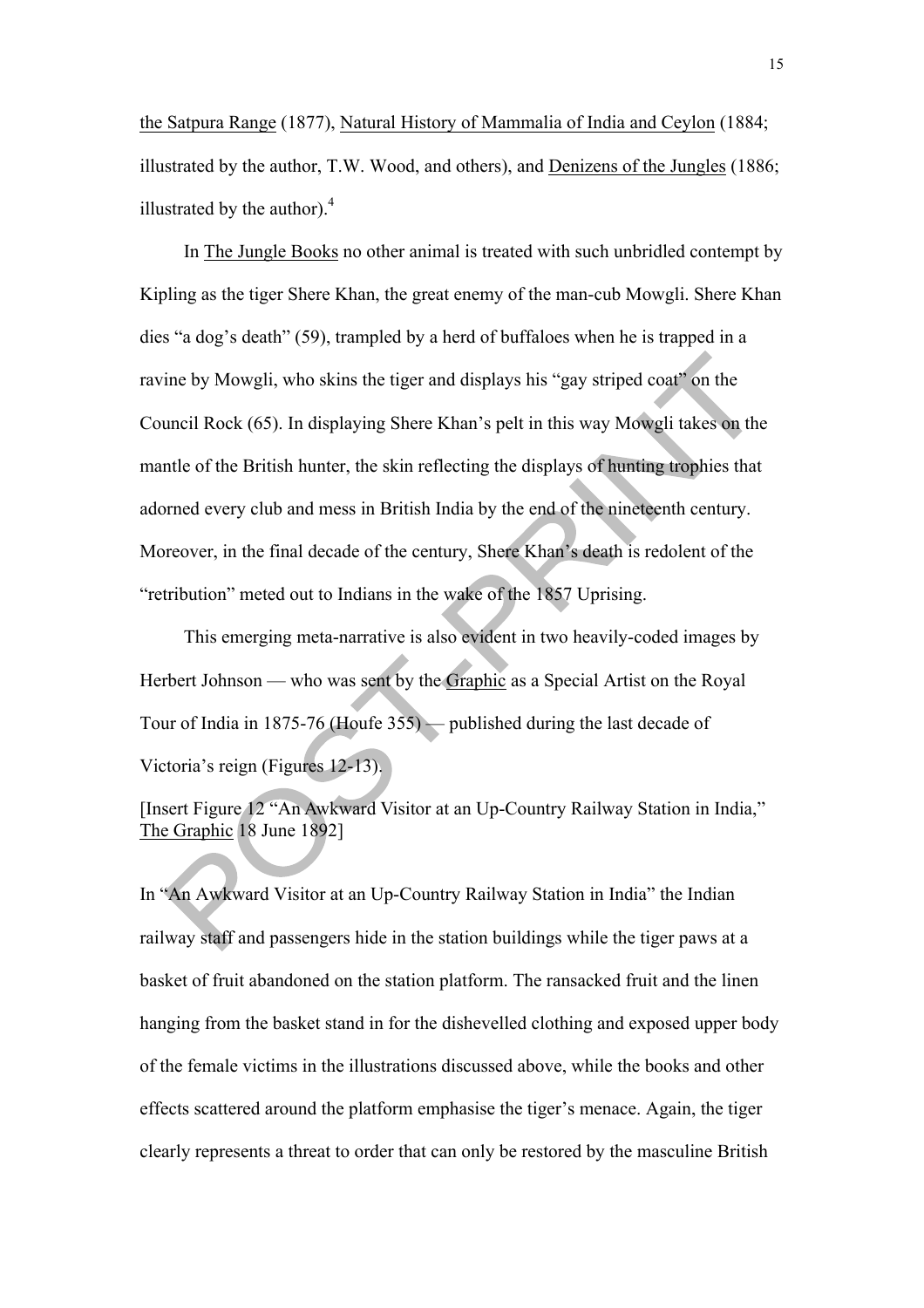the Satpura Range (1877), Natural History of Mammalia of India and Ceylon (1884; illustrated by the author, T.W. Wood, and others), and Denizens of the Jungles (1886; illustrated by the author).[4]

In The Jungle Books no other animal is treated with such unbridled contempt by Kipling as the tiger Shere Khan, the great enemy of the man-cub Mowgli. Shere Khan dies "a dog's death" (59), trampled by a herd of buffaloes when he is trapped in a ravine by Mowgli, who skins the tiger and displays his "gay striped coat" on the Council Rock (65). In displaying Shere Khan's pelt in this way Mowgli takes on the mantle of the British hunter, the skin reflecting the displays of hunting trophies that adorned every club and mess in British India by the end of the nineteenth century. Moreover, in the final decade of the century, Shere Khan's death is redolent of the "retribution" meted out to Indians in the wake of the 1857 Uprising.

This emerging meta-narrative is also evident in two heavily-coded images by Herbert Johnson — who was sent by the Graphic as a Special Artist on the Royal Tour of India in 1875-76 (Houfe 355) — published during the last decade of Victoria's reign (Figures 12-13).

[Insert Figure 12 "An Awkward Visitor at an Up-Country Railway Station in India," The Graphic 18 June 1892]

In "An Awkward Visitor at an Up-Country Railway Station in India" the Indian railway staff and passengers hide in the station buildings while the tiger paws at a basket of fruit abandoned on the station platform. The ransacked fruit and the linen hanging from the basket stand in for the dishevelled clothing and exposed upper body of the female victims in the illustrations discussed above, while the books and other effects scattered around the platform emphasise the tiger's menace. Again, the tiger clearly represents a threat to order that can only be restored by the masculine British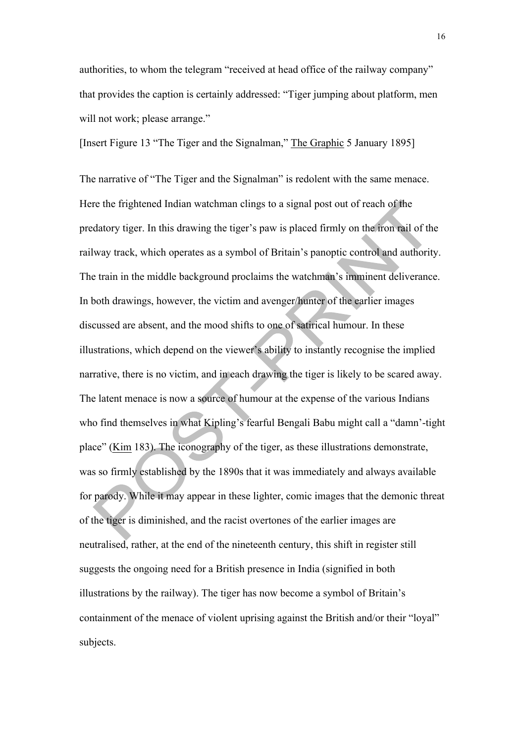authorities, to whom the telegram "received at head office of the railway company" that provides the caption is certainly addressed: "Tiger jumping about platform, men will not work; please arrange."

[Insert Figure 13 "The Tiger and the Signalman," The Graphic 5 January 1895]

The narrative of "The Tiger and the Signalman" is redolent with the same menace. Here the frightened Indian watchman clings to a signal post out of reach of the predatory tiger. In this drawing the tiger's paw is placed firmly on the iron rail of the railway track, which operates as a symbol of Britain's panoptic control and authority. The train in the middle background proclaims the watchman's imminent deliverance. In both drawings, however, the victim and avenger/hunter of the earlier images discussed are absent, and the mood shifts to one of satirical humour. In these illustrations, which depend on the viewer's ability to instantly recognise the implied narrative, there is no victim, and in each drawing the tiger is likely to be scared away. The latent menace is now a source of humour at the expense of the various Indians who find themselves in what Kipling's fearful Bengali Babu might call a "damn'-tight place" (Kim 183). The iconography of the tiger, as these illustrations demonstrate, was so firmly established by the 1890s that it was immediately and always available for parody. While it may appear in these lighter, comic images that the demonic threat of the tiger is diminished, and the racist overtones of the earlier images are neutralised, rather, at the end of the nineteenth century, this shift in register still suggests the ongoing need for a British presence in India (signified in both illustrations by the railway). The tiger has now become a symbol of Britain's containment of the menace of violent uprising against the British and/or their "loyal" subjects.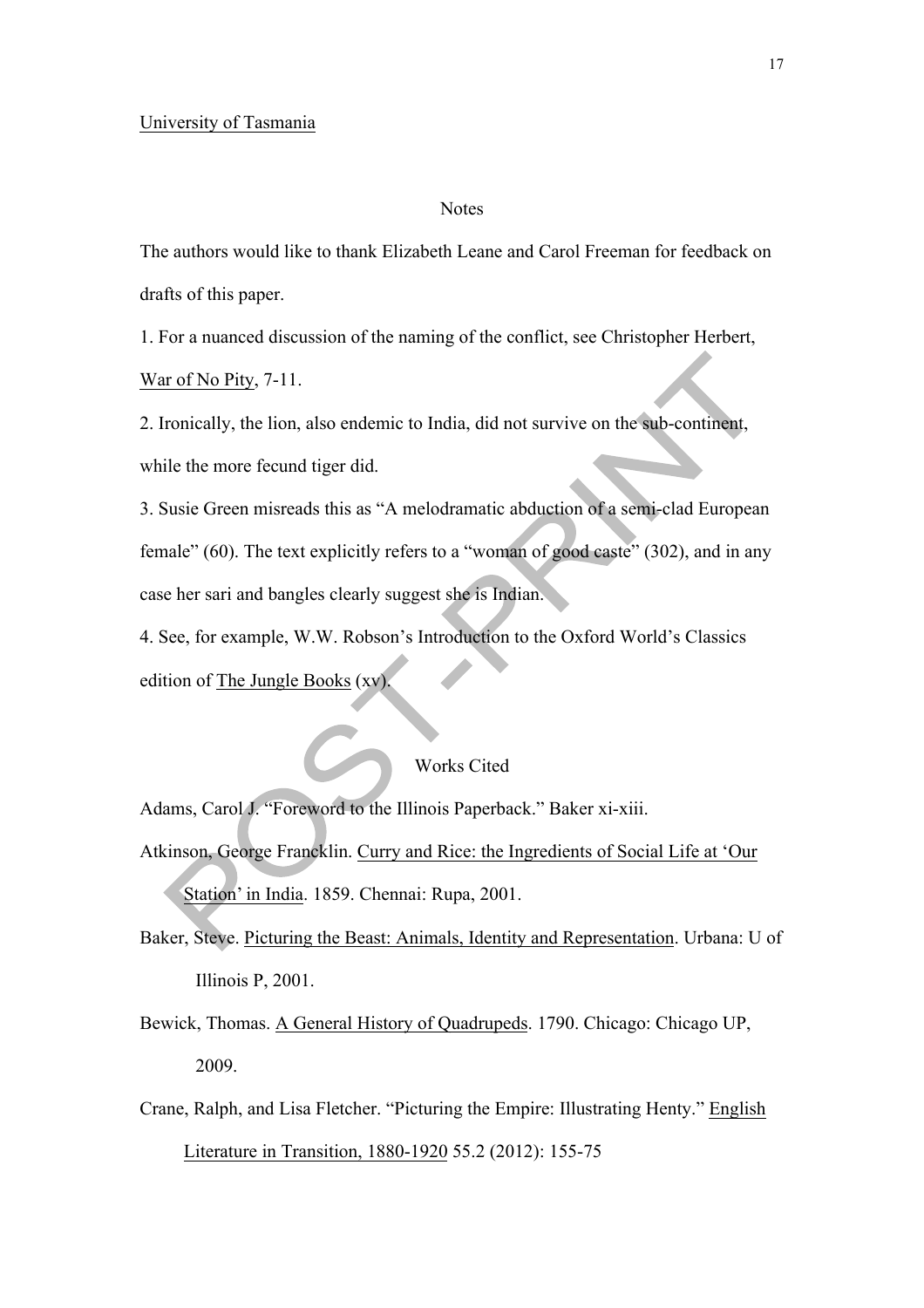University of Tasmania

## Notes

The authors would like to thank Elizabeth Leane and Carol Freeman for feedback on drafts of this paper.

1. For a nuanced discussion of the naming of the conflict, see Christopher Herbert, War of No Pity, 7-11.

2. Ironically, the lion, also endemic to India, did not survive on the sub-continent, while the more fecund tiger did.

3. Susie Green misreads this as "A melodramatic abduction of a semi-clad European female" (60). The text explicitly refers to a "woman of good caste" (302), and in any case her sari and bangles clearly suggest she is Indian.

4. See, for example, W.W. Robson's Introduction to the Oxford World's Classics edition of The Jungle Books (xv).

## Works Cited

Adams, Carol J. "Foreword to the Illinois Paperback." Baker xi-xiii.

Atkinson, George Francklin. Curry and Rice: the Ingredients of Social Life at 'Our Station' in India. 1859. Chennai: Rupa, 2001.

Baker, Steve. Picturing the Beast: Animals, Identity and Representation. Urbana: U of Illinois P, 2001.

Bewick, Thomas. A General History of Quadrupeds. 1790. Chicago: Chicago UP, 2009.

Crane, Ralph, and Lisa Fletcher. "Picturing the Empire: Illustrating Henty." English Literature in Transition, 1880-1920 55.2 (2012): 155-75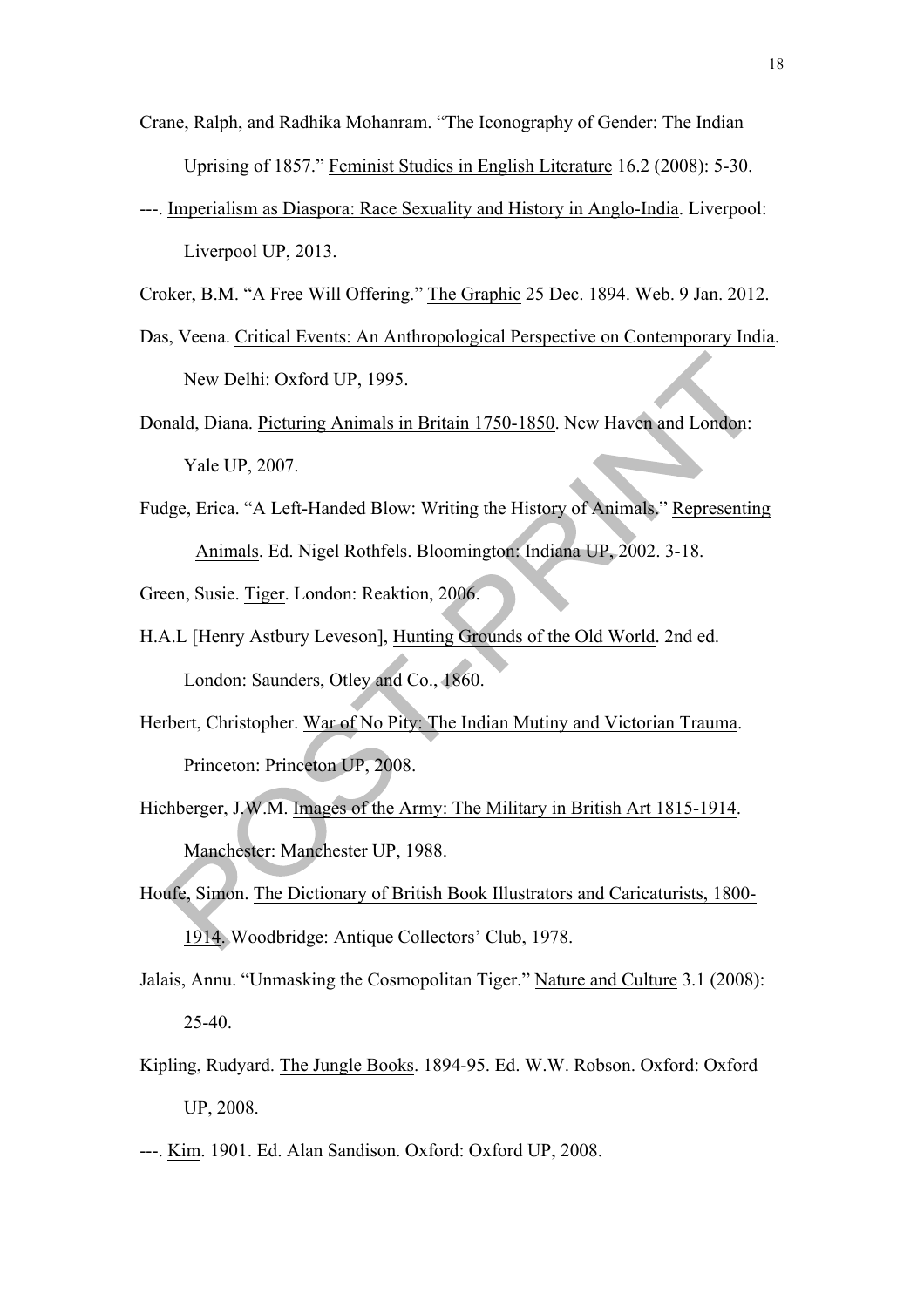Crane, Ralph, and Radhika Mohanram. "The Iconography of Gender: The Indian Uprising of 1857." Feminist Studies in English Literature 16.2 (2008): 5-30.

---. Imperialism as Diaspora: Race Sexuality and History in Anglo-India. Liverpool: Liverpool UP, 2013.

Croker, B.M. "A Free Will Offering." The Graphic 25 Dec. 1894. Web. 9 Jan. 2012.

Das, Veena. Critical Events: An Anthropological Perspective on Contemporary India. New Delhi: Oxford UP, 1995.

Donald, Diana. Picturing Animals in Britain 1750-1850. New Haven and London: Yale UP, 2007.

Fudge, Erica. "A Left-Handed Blow: Writing the History of Animals." Representing Animals. Ed. Nigel Rothfels. Bloomington: Indiana UP, 2002. 3-18.

Green, Susie. Tiger. London: Reaktion, 2006.

H.A.L [Henry Astbury Leveson], Hunting Grounds of the Old World. 2nd ed. London: Saunders, Otley and Co., 1860.

Herbert, Christopher. War of No Pity: The Indian Mutiny and Victorian Trauma. Princeton: Princeton UP, 2008.

Hichberger, J.W.M. Images of the Army: The Military in British Art 1815-1914. Manchester: Manchester UP, 1988.

Houfe, Simon. The Dictionary of British Book Illustrators and Caricaturists, 1800-1914. Woodbridge: Antique Collectors' Club, 1978.

Jalais, Annu. "Unmasking the Cosmopolitan Tiger." Nature and Culture 3.1 (2008): 25-40.

Kipling, Rudyard. The Jungle Books. 1894-95. Ed. W.W. Robson. Oxford: Oxford UP, 2008.

---. Kim. 1901. Ed. Alan Sandison. Oxford: Oxford UP, 2008.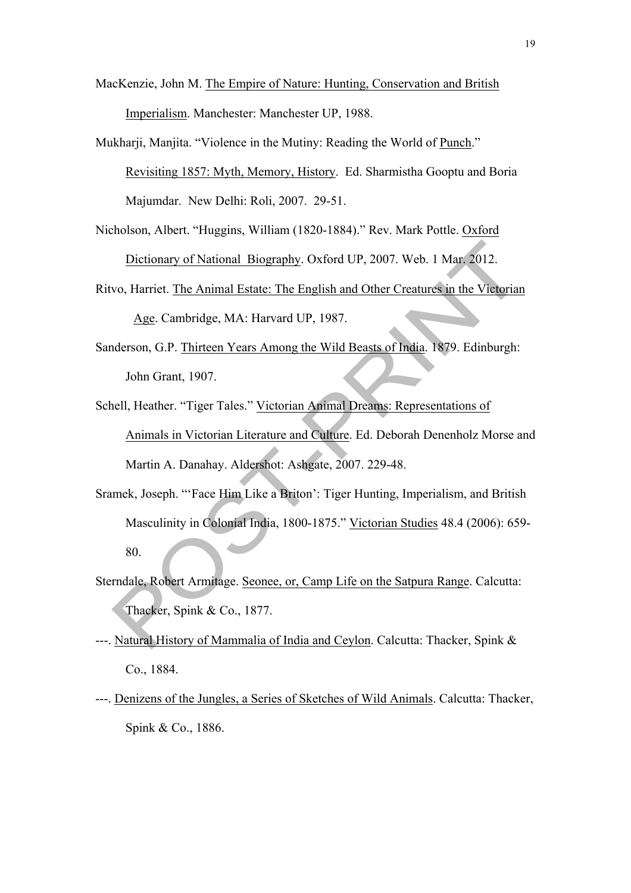MacKenzie, John M. The Empire of Nature: Hunting, Conservation and British Imperialism. Manchester: Manchester UP, 1988.

Mukharji, Manjita. "Violence in the Mutiny: Reading the World of Punch." Revisiting 1857: Myth, Memory, History. Ed. Sharmistha Gooptu and Boria Majumdar. New Delhi: Roli, 2007. 29-51.

Nicholson, Albert. "Huggins, William (1820-1884)." Rev. Mark Pottle. Oxford Dictionary of National Biography. Oxford UP, 2007. Web. 1 Mar. 2012.

Ritvo, Harriet. The Animal Estate: The English and Other Creatures in the Victorian Age. Cambridge, MA: Harvard UP, 1987.

Sanderson, G.P. Thirteen Years Among the Wild Beasts of India. 1879. Edinburgh: John Grant, 1907.

Schell, Heather. "Tiger Tales." Victorian Animal Dreams: Representations of Animals in Victorian Literature and Culture. Ed. Deborah Denenholz Morse and Martin A. Danahay. Aldershot: Ashgate, 2007. 229-48.

Sramek, Joseph. "'Face Him Like a Briton': Tiger Hunting, Imperialism, and British Masculinity in Colonial India, 1800-1875." Victorian Studies 48.4 (2006): 659-80.

Sterndale, Robert Armitage. Seonee, or, Camp Life on the Satpura Range. Calcutta: Thacker, Spink & Co., 1877.

---. Natural History of Mammalia of India and Ceylon. Calcutta: Thacker, Spink & Co., 1884.

---. Denizens of the Jungles, a Series of Sketches of Wild Animals. Calcutta: Thacker, Spink & Co., 1886.